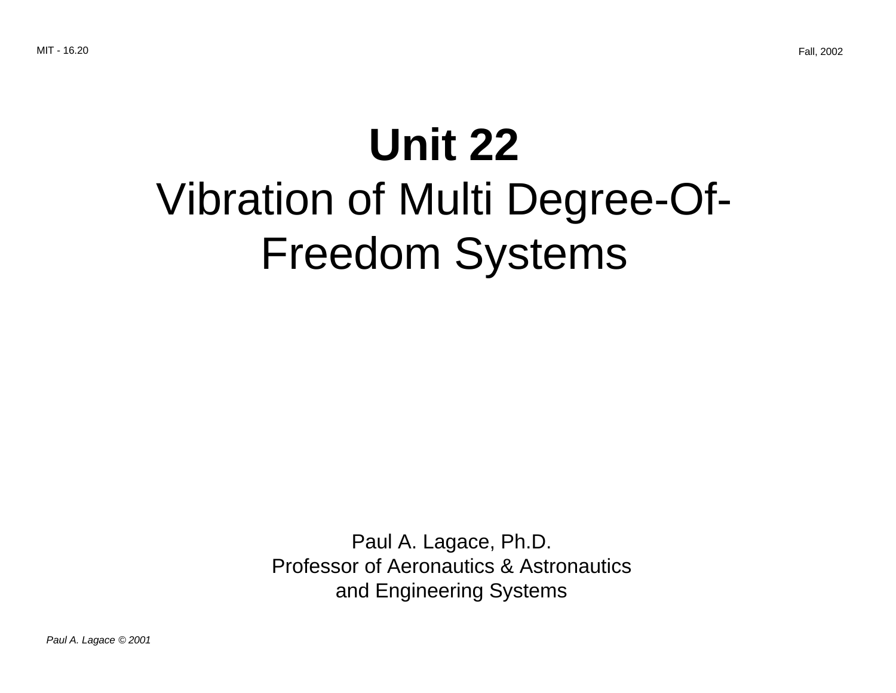# Unit 22

## Vibration of Multi Degree-Of-Freedom Systems

Paul A. Lagace, Ph.D.
Professor of Aeronautics & Astronautics
and Engineering Systems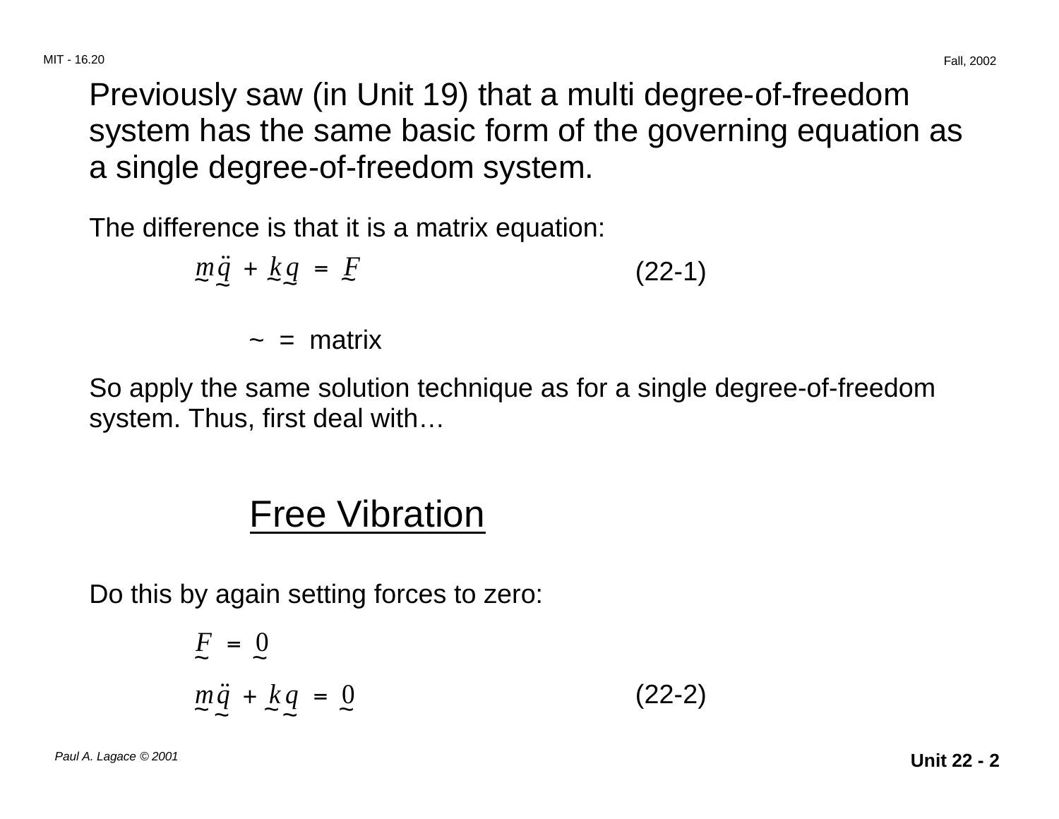Previously saw (in Unit 19) that a multi degree-of-freedom system has the same basic form of the governing equation as a single degree-of-freedom system.

The difference is that it is a matrix equation:

$$\underset{\sim}{m}\,\ddot{\underset{\sim}{q}} + \underset{\sim}{k}\,\underset{\sim}{q} = \underset{\sim}{F} \qquad (22\text{-}1)$$

$\sim$ = matrix

So apply the same solution technique as for a single degree-of-freedom system. Thus, first deal with…

## Free Vibration

Do this by again setting forces to zero:

$$\underset{\sim}{F} = \underset{\sim}{0}$$

$$\underset{\sim}{m}\,\ddot{\underset{\sim}{q}} + \underset{\sim}{k}\,\underset{\sim}{q} = \underset{\sim}{0} \qquad (22\text{-}2)$$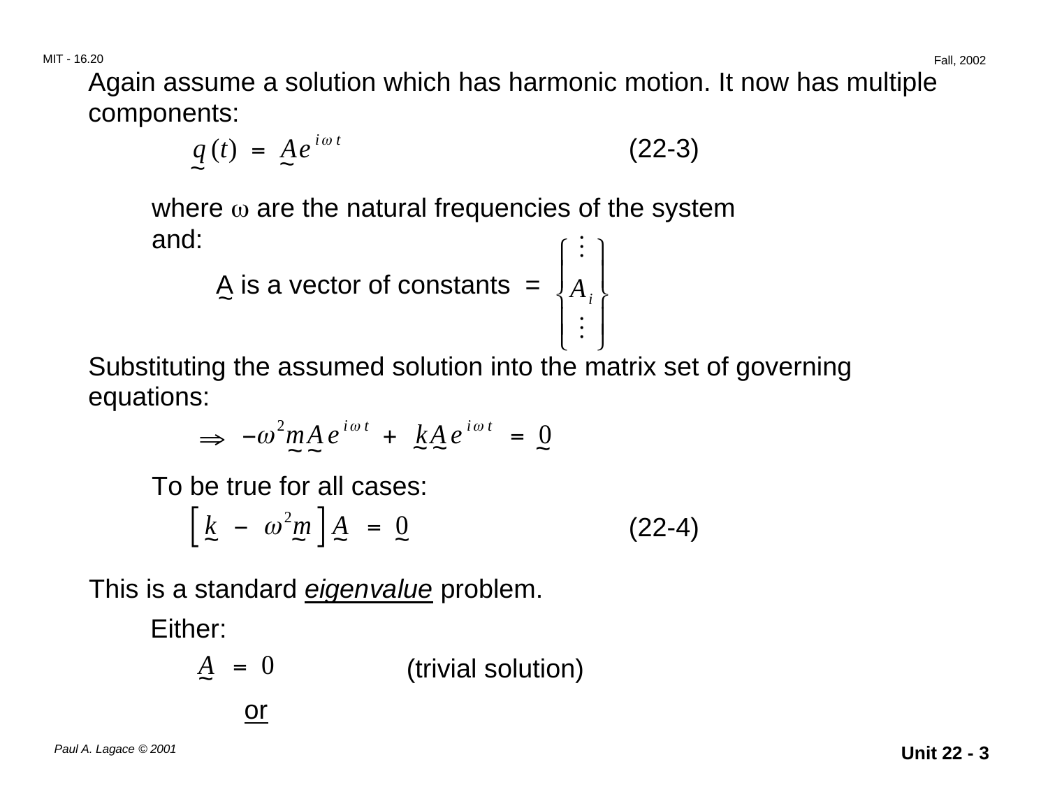Again assume a solution which has harmonic motion. It now has multiple components:

$$\underset{\sim}{q}(t) = \underset{\sim}{A} e^{i \omega t} \tag{22-3}$$

where $\omega$ are the natural frequencies of the system and:

$$\underset{\sim}{A} \text{ is a vector of constants } = \begin{Bmatrix} \vdots \\ A_i \\ \vdots \end{Bmatrix}$$

Substituting the assumed solution into the matrix set of governing equations:

$$\Rightarrow \; -\omega^2 \underset{\sim}{m} \underset{\sim}{A} e^{i \omega t} + \underset{\sim}{k} \underset{\sim}{A} e^{i \omega t} = \underset{\sim}{0}$$

To be true for all cases:

$$\left[ \underset{\sim}{k} - \omega^2 \underset{\sim}{m} \right] \underset{\sim}{A} = \underset{\sim}{0} \tag{22-4}$$

This is a standard *eigenvalue* problem.

Either:

$$\underset{\sim}{A} = 0 \qquad \text{(trivial solution)}$$

or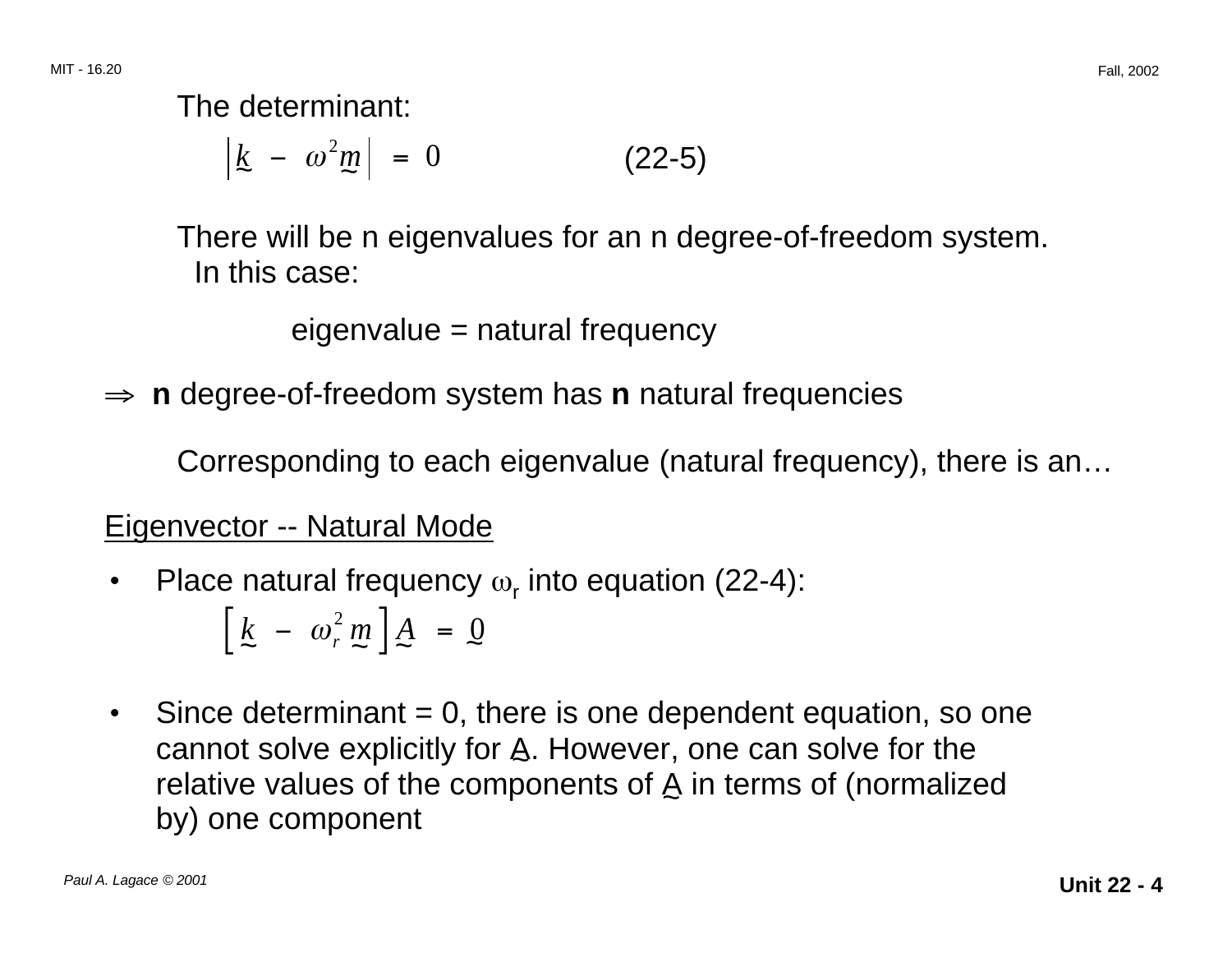The determinant:

$$\left| \underset{\sim}{k} - \omega^2 \underset{\sim}{m} \right| = 0 \qquad \text{(22-5)}$$

There will be n eigenvalues for an n degree-of-freedom system. In this case:

eigenvalue = natural frequency

$\Rightarrow$ **n** degree-of-freedom system has **n** natural frequencies

Corresponding to each eigenvalue (natural frequency), there is an…

<u>Eigenvector -- Natural Mode</u>

- Place natural frequency $\omega_r$ into equation (22-4):

$$\left[ \underset{\sim}{k} - \omega_r^2 \underset{\sim}{m} \right] \underset{\sim}{A} = \underset{\sim}{0}$$

- Since determinant = 0, there is one dependent equation, so one cannot solve explicitly for $\underset{\sim}{A}$. However, one can solve for the relative values of the components of $\underset{\sim}{A}$ in terms of (normalized by) one component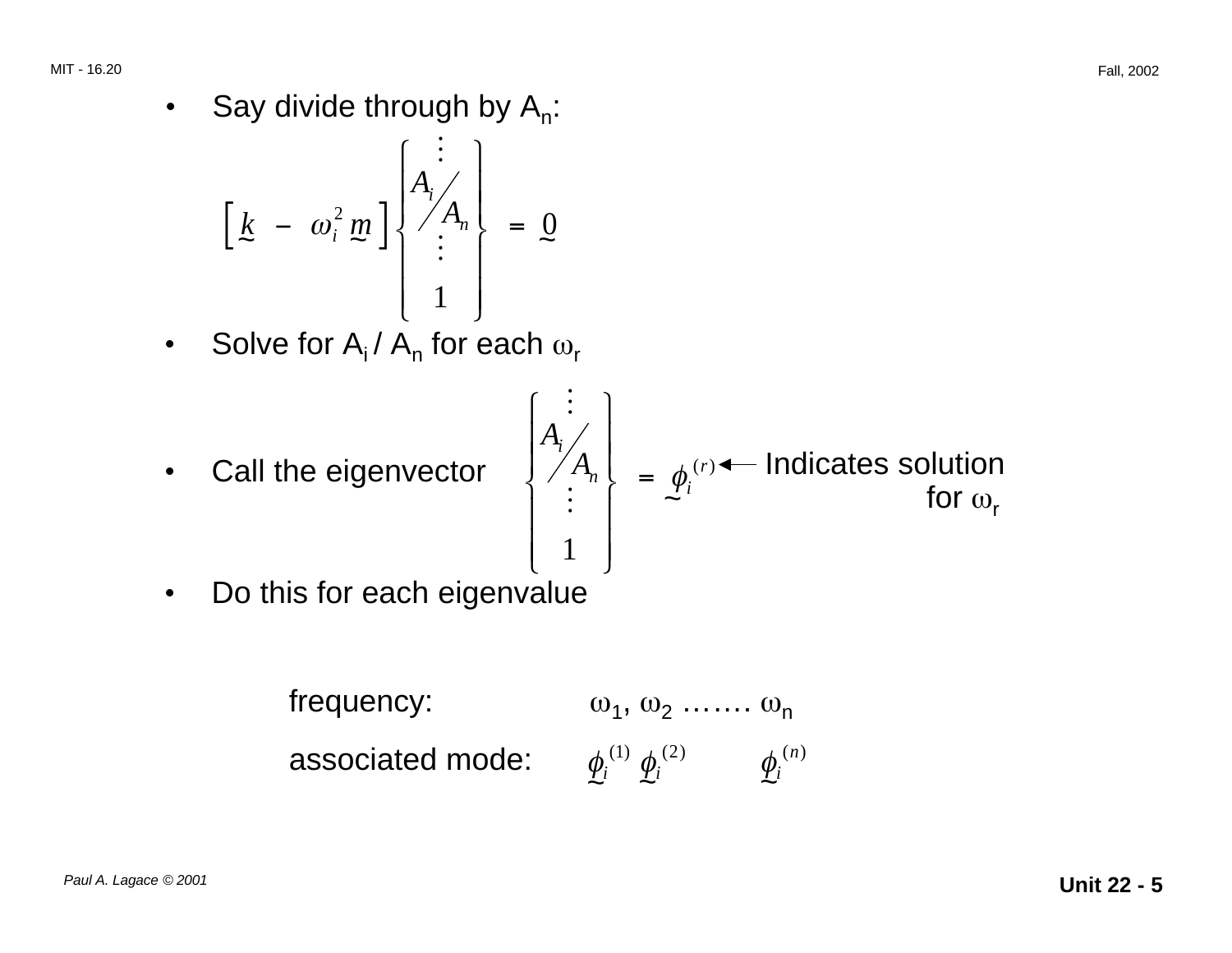- Say divide through by $A_n$:

$$\left[ \underset{\sim}{k} - \omega_i^2 \underset{\sim}{m} \right] \begin{Bmatrix} \vdots \\ A_i / A_n \\ \vdots \\ 1 \end{Bmatrix} = \underset{\sim}{0}$$

- Solve for $A_i / A_n$ for each $\omega_r$

- Call the eigenvector $\begin{Bmatrix} \vdots \\ A_i / A_n \\ \vdots \\ 1 \end{Bmatrix} = \underset{\sim}{\phi_i}^{(r)}$ ← Indicates solution for $\omega_r$

- Do this for each eigenvalue

frequency: $\omega_1, \omega_2 \ldots\ldots \omega_n$

associated mode: $\underset{\sim}{\phi_i}^{(1)} \; \underset{\sim}{\phi_i}^{(2)} \qquad \underset{\sim}{\phi_i}^{(n)}$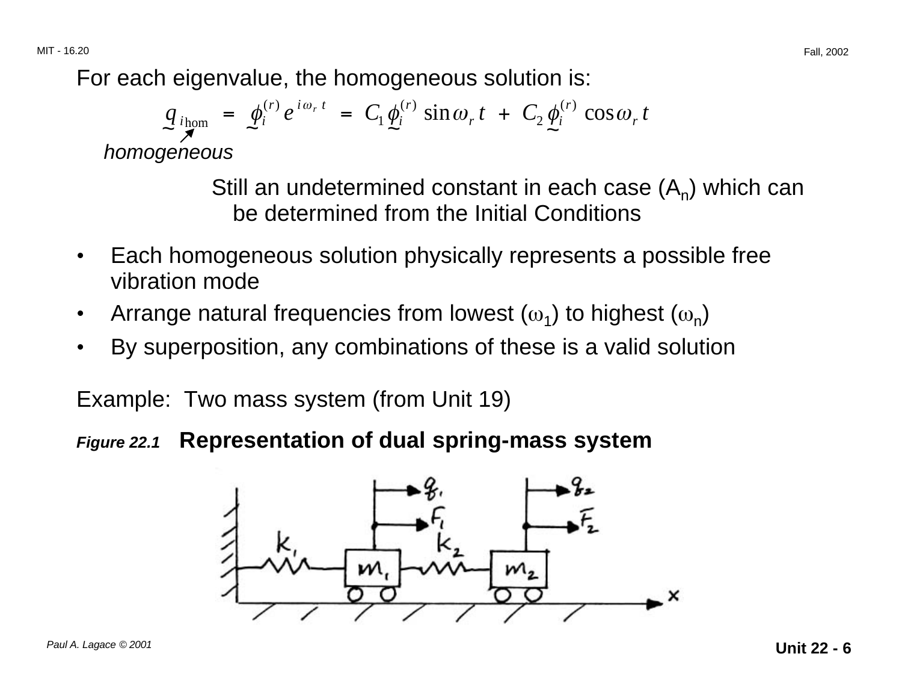For each eigenvalue, the homogeneous solution is:

$$\underset{\sim}{q}_{i\,\text{hom}} = \underset{\sim}{\phi}_i^{(r)} e^{i\omega_r t} = C_1 \underset{\sim}{\phi}_i^{(r)} \sin\omega_r t + C_2 \underset{\sim}{\phi}_i^{(r)} \cos\omega_r t$$

*homogeneous*

Still an undetermined constant in each case ($A_n$) which can be determined from the Initial Conditions

- Each homogeneous solution physically represents a possible free vibration mode
- Arrange natural frequencies from lowest ($\omega_1$) to highest ($\omega_n$)
- By superposition, any combinations of these is a valid solution

Example: Two mass system (from Unit 19)

***Figure 22.1*** **Representation of dual spring-mass system**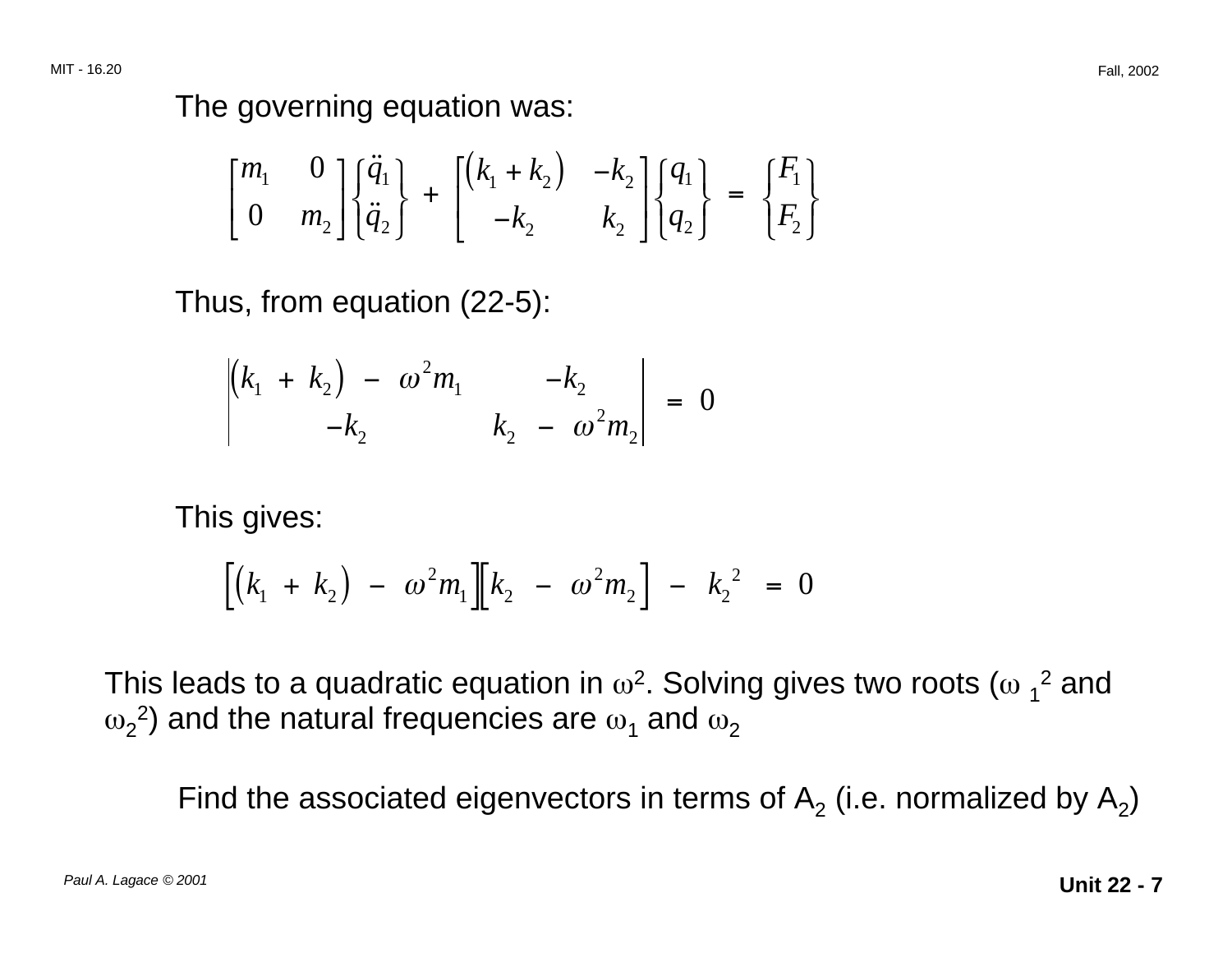The governing equation was:

$$\begin{bmatrix} m_1 & 0 \\ 0 & m_2 \end{bmatrix} \begin{Bmatrix} \ddot{q}_1 \\ \ddot{q}_2 \end{Bmatrix} + \begin{bmatrix} (k_1 + k_2) & -k_2 \\ -k_2 & k_2 \end{bmatrix} \begin{Bmatrix} q_1 \\ q_2 \end{Bmatrix} = \begin{Bmatrix} F_1 \\ F_2 \end{Bmatrix}$$

Thus, from equation (22-5):

$$\begin{vmatrix} (k_1 + k_2) - \omega^2 m_1 & -k_2 \\ -k_2 & k_2 - \omega^2 m_2 \end{vmatrix} = 0$$

This gives:

$$\left[ (k_1 + k_2) - \omega^2 m_1 \right] \left[ k_2 - \omega^2 m_2 \right] - k_2^{\,2} = 0$$

This leads to a quadratic equation in $\omega^2$. Solving gives two roots ($\omega_1^2$ and $\omega_2^2$) and the natural frequencies are $\omega_1$ and $\omega_2$

Find the associated eigenvectors in terms of $A_2$ (i.e. normalized by $A_2$)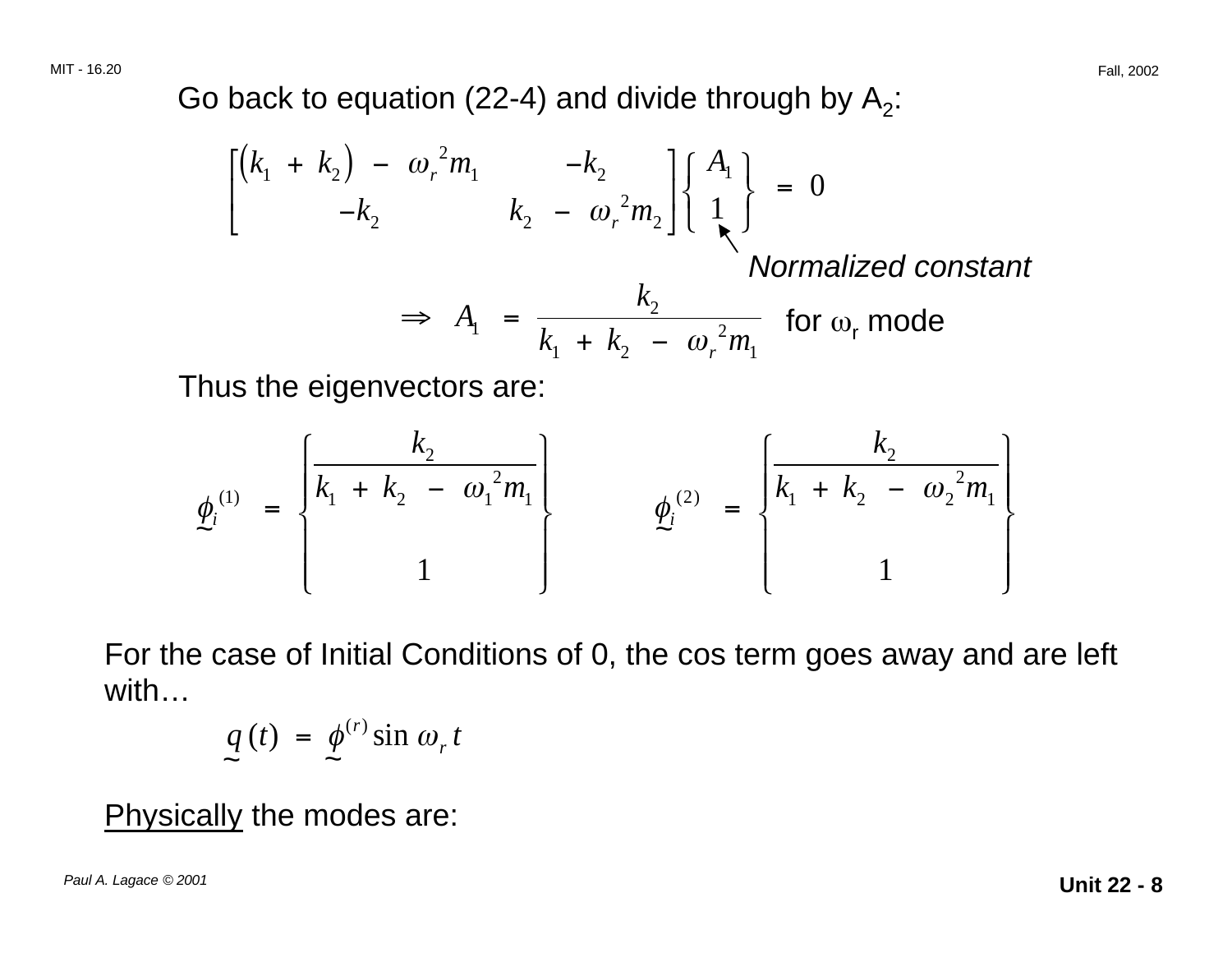Go back to equation (22-4) and divide through by $A_2$:

$$\begin{bmatrix} (k_1 + k_2) - \omega_r^2 m_1 & -k_2 \\ -k_2 & k_2 - \omega_r^2 m_2 \end{bmatrix} \begin{Bmatrix} A_1 \\ 1 \end{Bmatrix} = 0$$

*Normalized constant*

$$\Rightarrow \quad A_1 = \frac{k_2}{k_1 + k_2 - \omega_r^2 m_1} \quad \text{for } \omega_r \text{ mode}$$

Thus the eigenvectors are:

$$\underset{\sim}{\phi_i}^{(1)} = \begin{Bmatrix} \dfrac{k_2}{k_1 + k_2 - \omega_1^2 m_1} \\ 1 \end{Bmatrix} \qquad \underset{\sim}{\phi_i}^{(2)} = \begin{Bmatrix} \dfrac{k_2}{k_1 + k_2 - \omega_2^2 m_1} \\ 1 \end{Bmatrix}$$

For the case of Initial Conditions of 0, the cos term goes away and are left with…

$$\underset{\sim}{q}(t) = \underset{\sim}{\phi}^{(r)} \sin \omega_r t$$

<u>Physically</u> the modes are: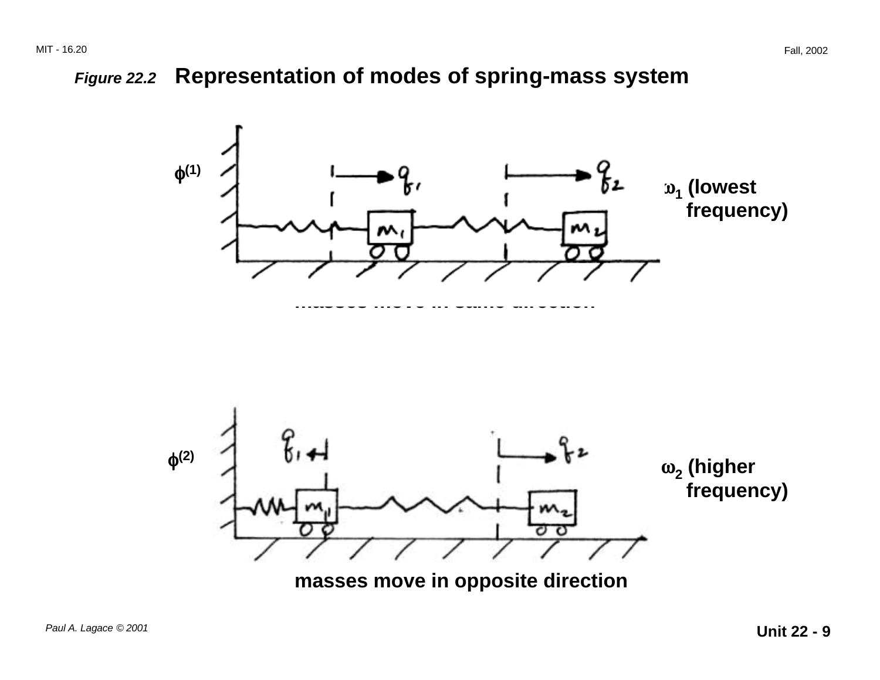*Figure 22.2* **Representation of modes of spring-mass system**

$\phi^{(1)}$

$\omega_1$ **(lowest frequency)**

**masses move in same direction**

$\phi^{(2)}$

$\omega_2$ **(higher frequency)**

**masses move in opposite direction**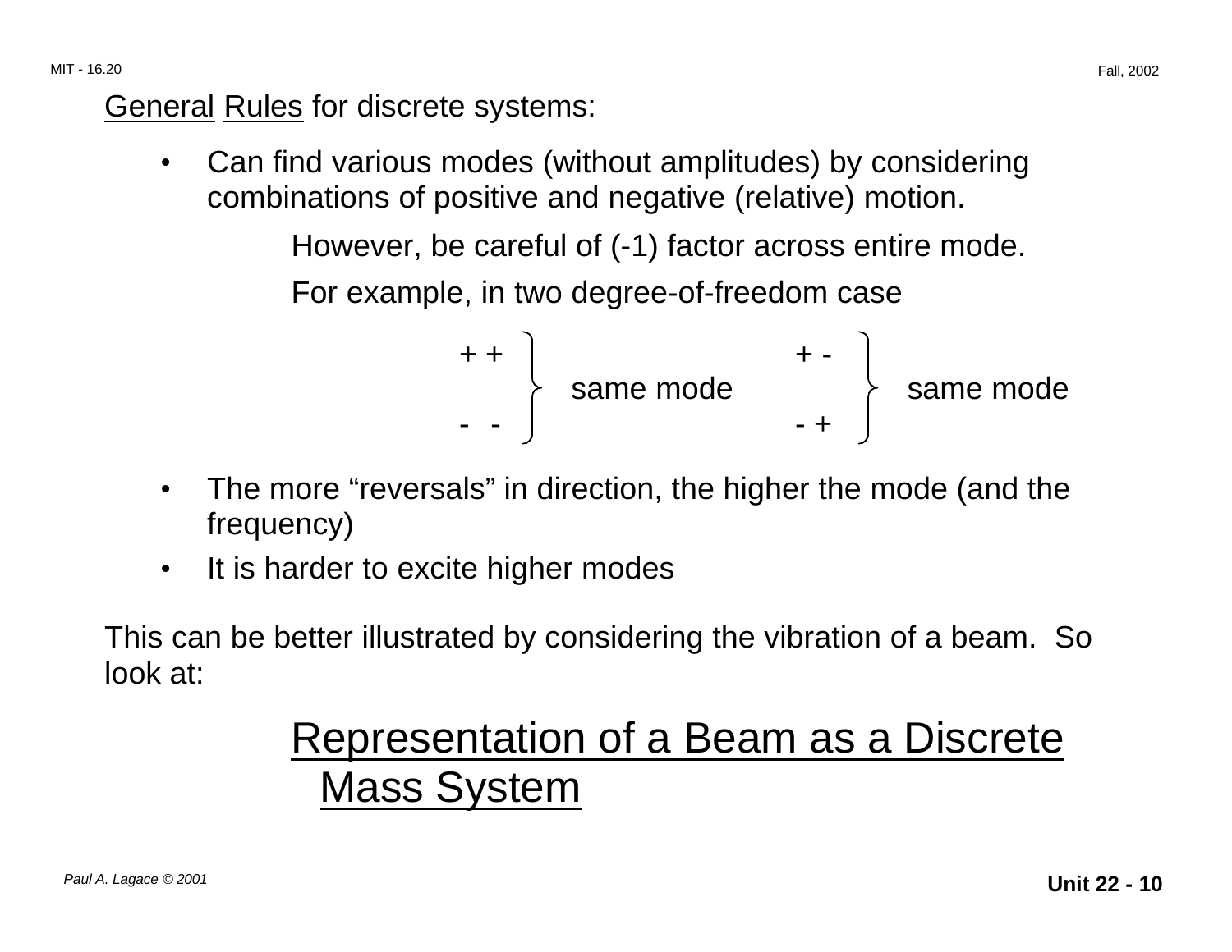General Rules for discrete systems:

- Can find various modes (without amplitudes) by considering combinations of positive and negative (relative) motion.

  However, be careful of (-1) factor across entire mode.

  For example, in two degree-of-freedom case

$$\left.\begin{array}{c} + \; + \\ \\ - \; - \end{array}\right\} \text{ same mode} \qquad \left.\begin{array}{c} + \; - \\ \\ - \; + \end{array}\right\} \text{ same mode}$$

- The more "reversals" in direction, the higher the mode (and the frequency)
- It is harder to excite higher modes

This can be better illustrated by considering the vibration of a beam. So look at:

## Representation of a Beam as a Discrete Mass System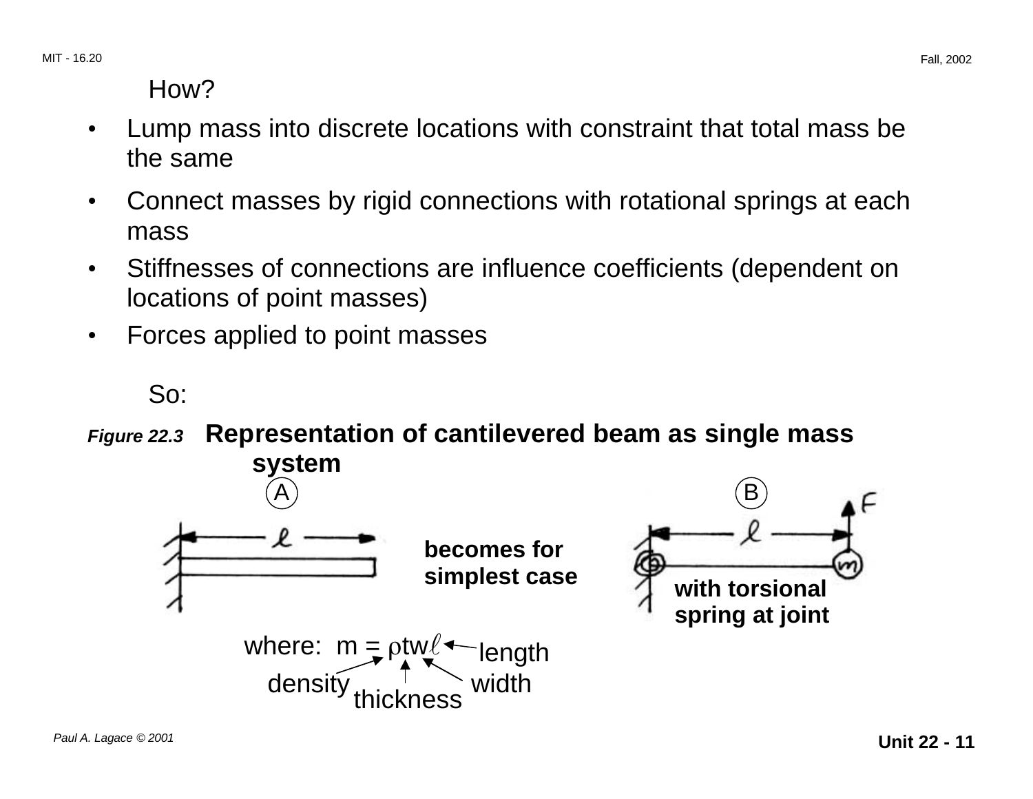How?

- Lump mass into discrete locations with constraint that total mass be the same
- Connect masses by rigid connections with rotational springs at each mass
- Stiffnesses of connections are influence coefficients (dependent on locations of point masses)
- Forces applied to point masses

So:

***Figure 22.3*** **Representation of cantilevered beam as single mass system**

A — becomes for simplest case — B (with torsional spring at joint)

where: $m = \rho t w \ell$

($\rho$ = density, $t$ = thickness, $w$ = width, $\ell$ = length)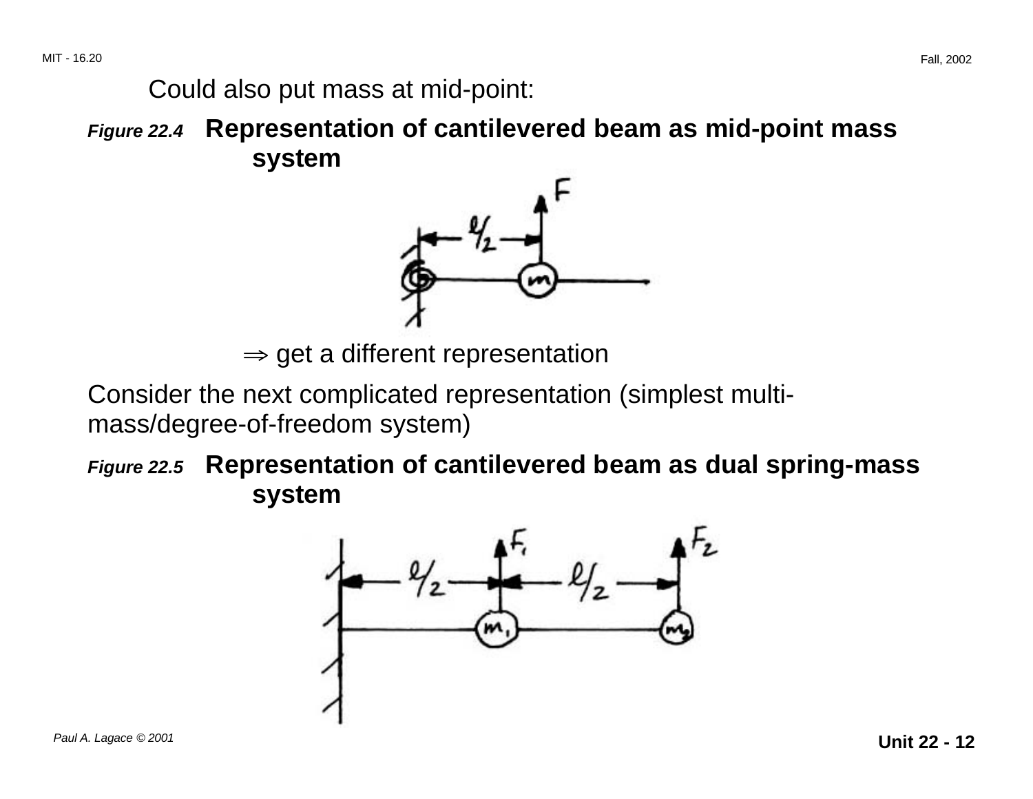Could also put mass at mid-point:

***Figure 22.4*** **Representation of cantilevered beam as mid-point mass system**

$\Rightarrow$ get a different representation

Consider the next complicated representation (simplest multi-mass/degree-of-freedom system)

***Figure 22.5*** **Representation of cantilevered beam as dual spring-mass system**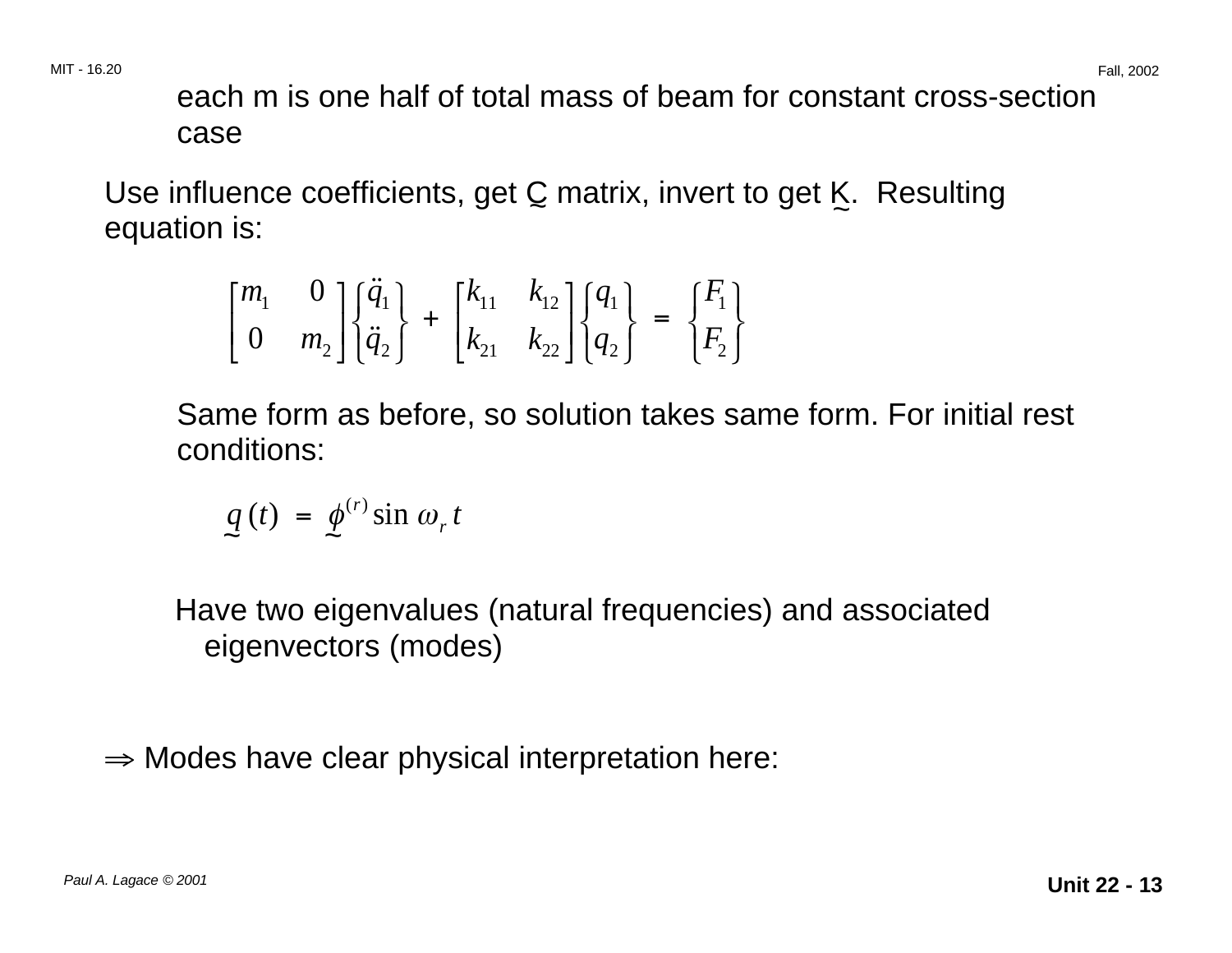each m is one half of total mass of beam for constant cross-section case

Use influence coefficients, get $\underset{\sim}{C}$ matrix, invert to get $\underset{\sim}{K}$. Resulting equation is:

$$\begin{bmatrix} m_1 & 0 \\ 0 & m_2 \end{bmatrix} \begin{Bmatrix} \ddot{q}_1 \\ \ddot{q}_2 \end{Bmatrix} + \begin{bmatrix} k_{11} & k_{12} \\ k_{21} & k_{22} \end{bmatrix} \begin{Bmatrix} q_1 \\ q_2 \end{Bmatrix} = \begin{Bmatrix} F_1 \\ F_2 \end{Bmatrix}$$

Same form as before, so solution takes same form. For initial rest conditions:

$$\underset{\sim}{q}(t) = \underset{\sim}{\phi}^{(r)} \sin \omega_r t$$

Have two eigenvalues (natural frequencies) and associated eigenvectors (modes)

$\Rightarrow$ Modes have clear physical interpretation here: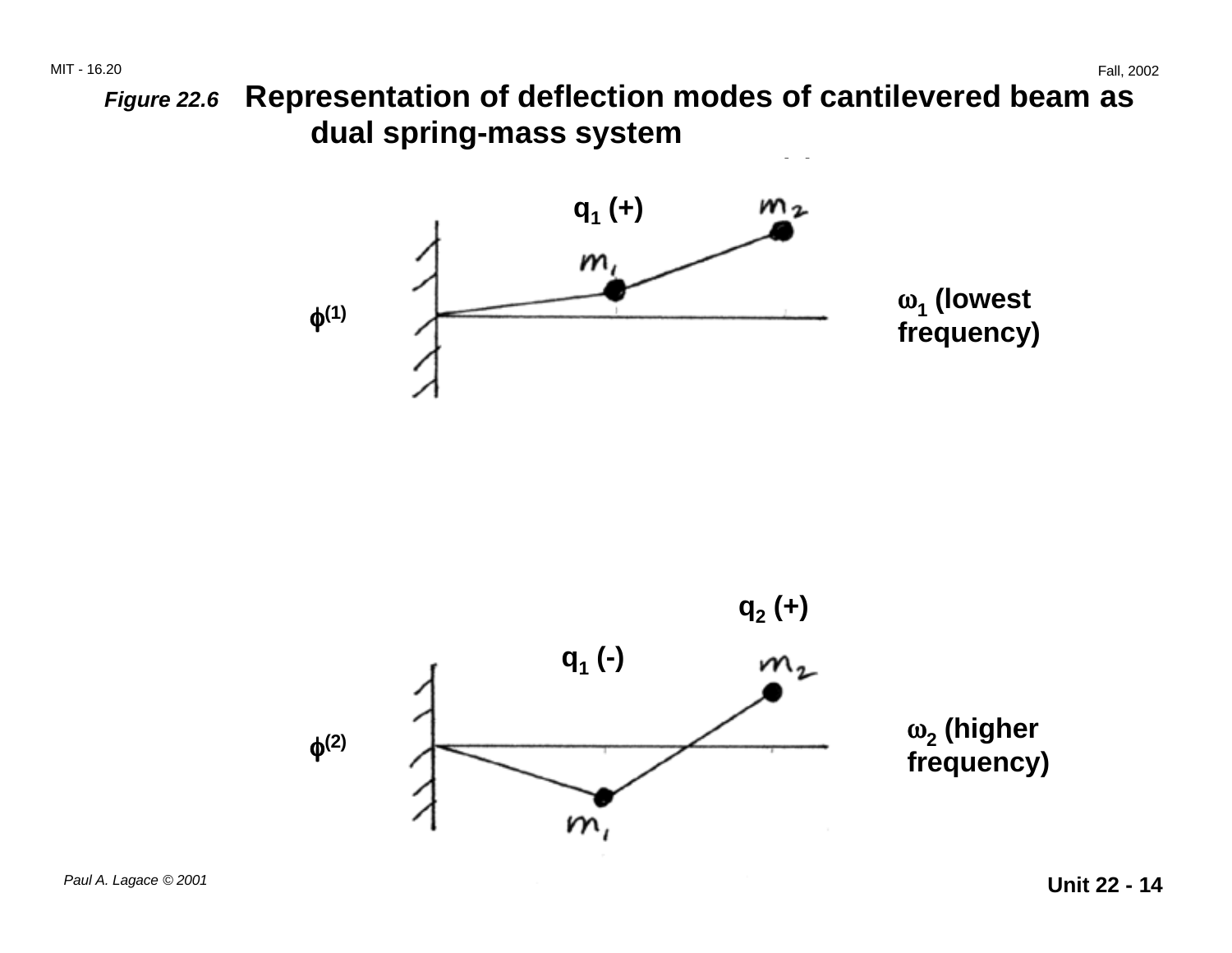***Figure 22.6*** **Representation of deflection modes of cantilevered beam as dual spring-mass system**

$q_1$ (+)

$m_2$

$m_1$

$\phi^{(1)}$

$\omega_1$ (lowest frequency)

$q_2$ (+)

$q_1$ (-)

$m_2$

$\phi^{(2)}$

$m_1$

$\omega_2$ (higher frequency)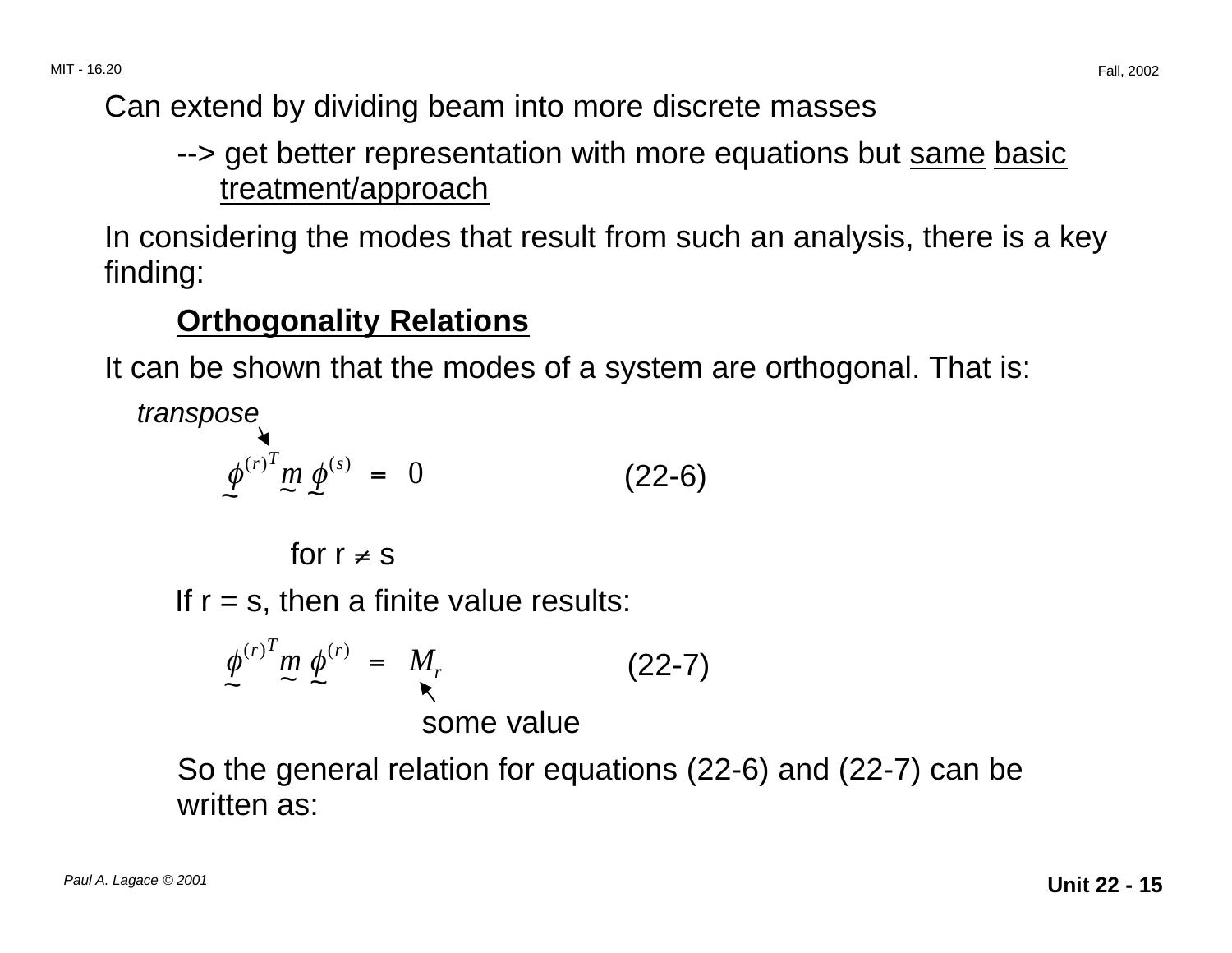Can extend by dividing beam into more discrete masses

--> get better representation with more equations but same basic treatment/approach

In considering the modes that result from such an analysis, there is a key finding:

**Orthogonality Relations**

It can be shown that the modes of a system are orthogonal. That is:

*transpose*

$$\underset{\sim}{\phi}^{(r)T} \underset{\sim}{m} \, \underset{\sim}{\phi}^{(s)} = 0 \qquad (22\text{-}6)$$

for $r \neq s$

If r = s, then a finite value results:

$$\underset{\sim}{\phi}^{(r)T} \underset{\sim}{m} \, \underset{\sim}{\phi}^{(r)} = M_r \qquad (22\text{-}7)$$

some value

So the general relation for equations (22-6) and (22-7) can be written as: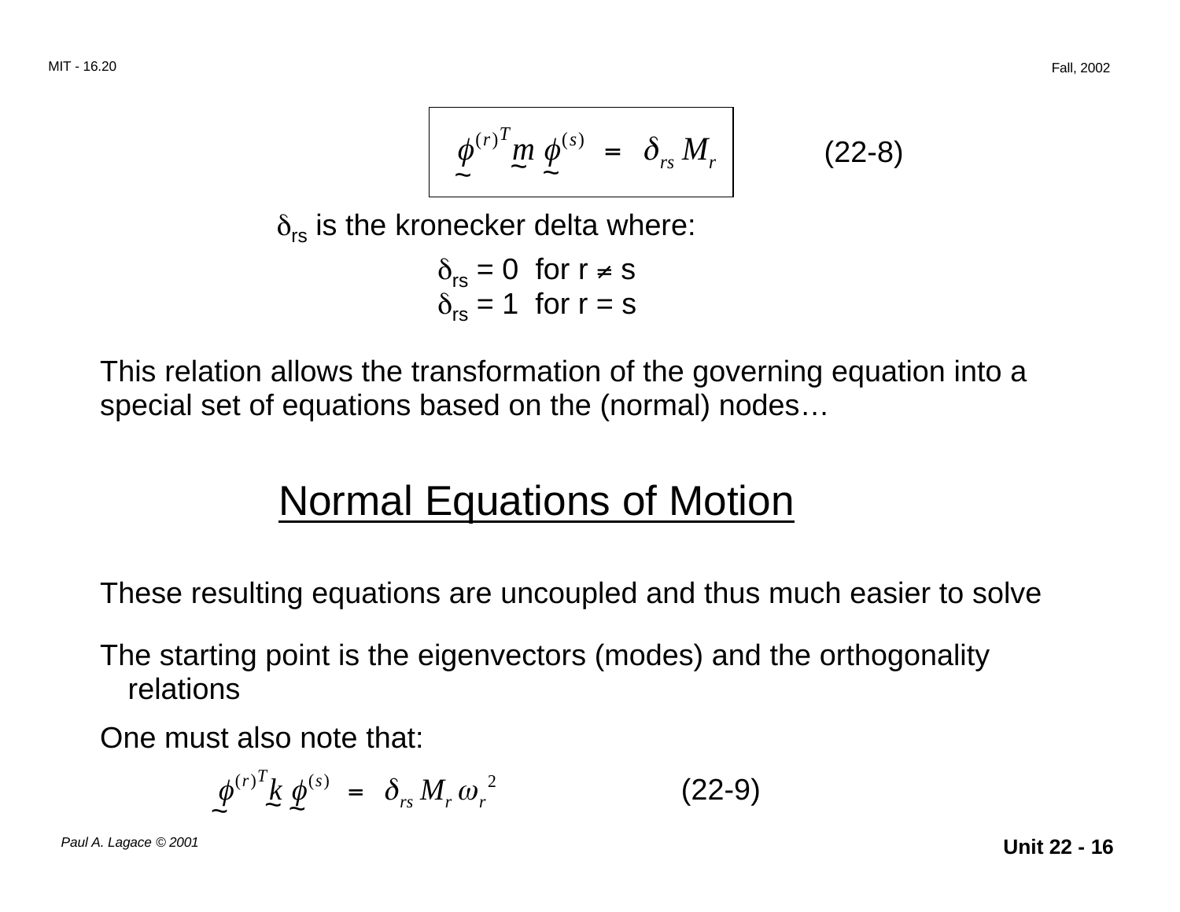$$\boxed{\underset{\sim}{\phi}^{(r)T} \underset{\sim}{m} \, \underset{\sim}{\phi}^{(s)} = \delta_{rs} M_r} \qquad \text{(22-8)}$$

$\delta_{rs}$ is the kronecker delta where:

$\delta_{rs} = 0$ for $r \neq s$
$\delta_{rs} = 1$ for $r = s$

This relation allows the transformation of the governing equation into a special set of equations based on the (normal) nodes…

## Normal Equations of Motion

These resulting equations are uncoupled and thus much easier to solve

The starting point is the eigenvectors (modes) and the orthogonality relations

One must also note that:

$$\underset{\sim}{\phi}^{(r)T} \underset{\sim}{k} \, \underset{\sim}{\phi}^{(s)} = \delta_{rs} M_r \omega_r^{\,2} \qquad \text{(22-9)}$$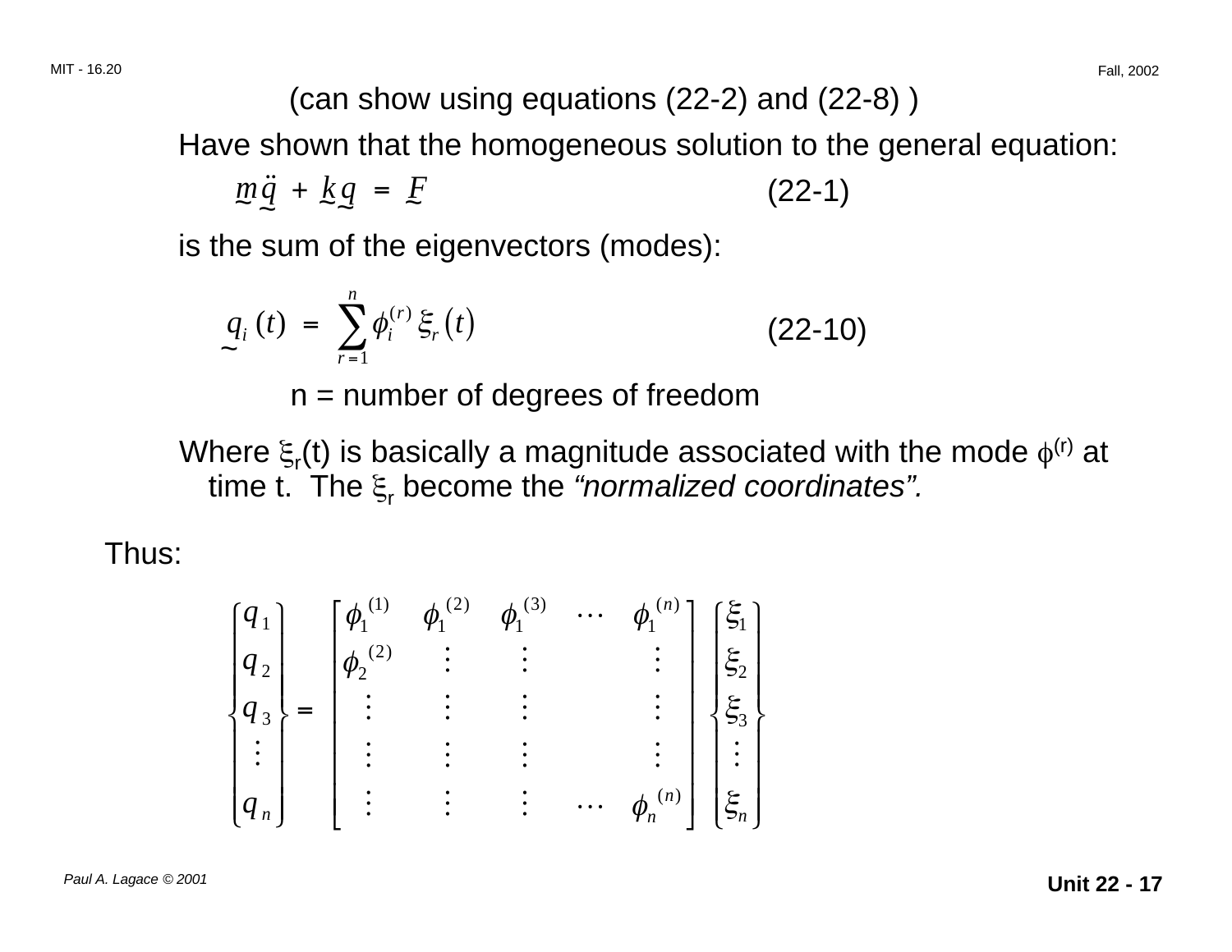(can show using equations (22-2) and (22-8) )

Have shown that the homogeneous solution to the general equation:

$$\underset{\sim}{m}\,\ddot{\underset{\sim}{q}} + \underset{\sim}{k}\,\underset{\sim}{q} = \underset{\sim}{F} \qquad (22\text{-}1)$$

is the sum of the eigenvectors (modes):

$$\underset{\sim}{q_i}(t) = \sum_{r=1}^{n} \phi_i^{(r)} \xi_r(t) \qquad (22\text{-}10)$$

n = number of degrees of freedom

Where $\xi_r(t)$ is basically a magnitude associated with the mode $\phi^{(r)}$ at time t. The $\xi_r$ become the *"normalized coordinates"*.

Thus:

$$\begin{Bmatrix} q_1 \\ q_2 \\ q_3 \\ \vdots \\ q_n \end{Bmatrix} = \begin{bmatrix} \phi_1^{(1)} & \phi_1^{(2)} & \phi_1^{(3)} & \cdots & \phi_1^{(n)} \\ \phi_2^{(2)} & \vdots & \vdots & & \vdots \\ \vdots & \vdots & \vdots & & \vdots \\ \vdots & \vdots & \vdots & & \vdots \\ \vdots & \vdots & \vdots & \cdots & \phi_n^{(n)} \end{bmatrix} \begin{Bmatrix} \xi_1 \\ \xi_2 \\ \xi_3 \\ \vdots \\ \xi_n \end{Bmatrix}$$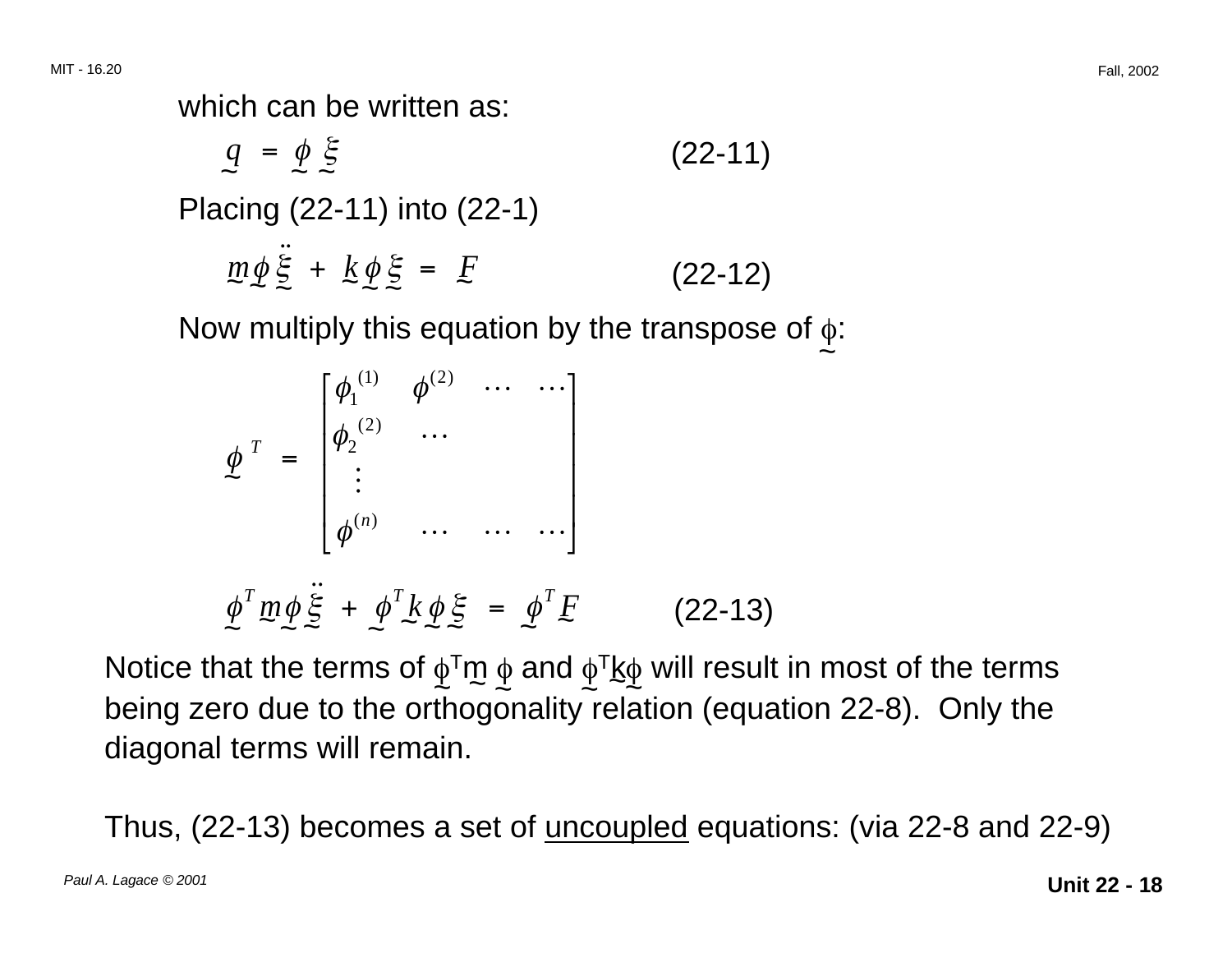which can be written as:

$$\underset{\sim}{q} = \underset{\sim}{\phi}\, \underset{\sim}{\xi} \qquad (22\text{-}11)$$

Placing (22-11) into (22-1)

$$\underset{\sim}{m}\underset{\sim}{\phi}\, \ddot{\underset{\sim}{\xi}} + \underset{\sim}{k}\underset{\sim}{\phi}\, \underset{\sim}{\xi} = \underset{\sim}{F} \qquad (22\text{-}12)$$

Now multiply this equation by the transpose of $\underset{\sim}{\phi}$:

$$\underset{\sim}{\phi}^{T} = \begin{bmatrix} \phi_1^{(1)} & \phi^{(2)} & \cdots & \cdots \\ \phi_2^{(2)} & \cdots & & \\ \vdots & & & \\ \phi^{(n)} & \cdots & \cdots & \cdots \end{bmatrix}$$

$$\underset{\sim}{\phi}^{T}\underset{\sim}{m}\underset{\sim}{\phi}\, \ddot{\underset{\sim}{\xi}} + \underset{\sim}{\phi}^{T}\underset{\sim}{k}\underset{\sim}{\phi}\, \underset{\sim}{\xi} = \underset{\sim}{\phi}^{T}\underset{\sim}{F} \qquad (22\text{-}13)$$

Notice that the terms of $\underset{\sim}{\phi}^{T}\underset{\sim}{m}\,\underset{\sim}{\phi}$ and $\underset{\sim}{\phi}^{T}\underset{\sim}{k}\underset{\sim}{\phi}$ will result in most of the terms being zero due to the orthogonality relation (equation 22-8). Only the diagonal terms will remain.

Thus, (22-13) becomes a set of <u>uncoupled</u> equations: (via 22-8 and 22-9)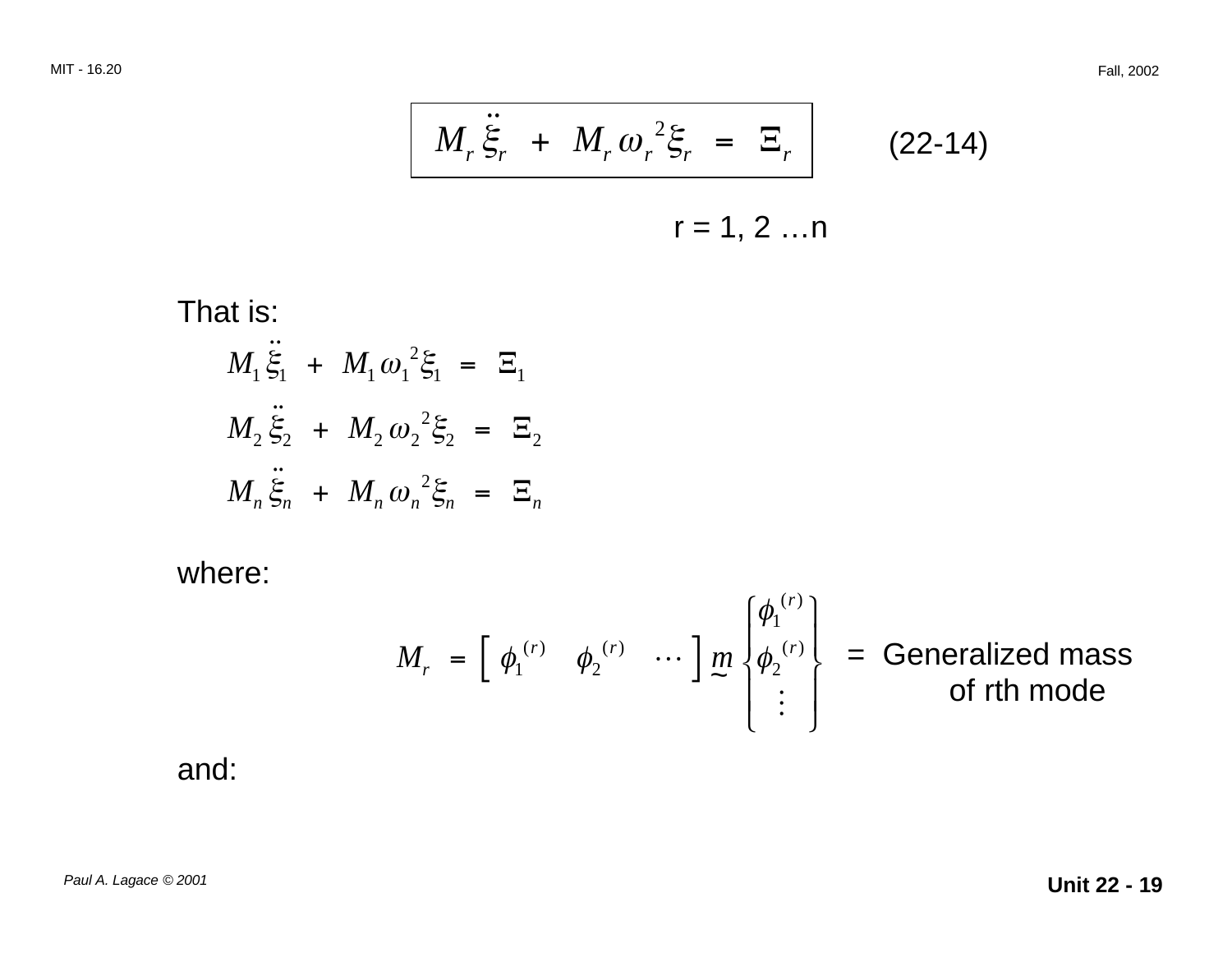$$\boxed{M_r \ddot{\xi}_r + M_r \omega_r^{\,2} \xi_r = \Xi_r} \qquad (22\text{-}14)$$

r = 1, 2 …n

That is:

$$M_1 \ddot{\xi}_1 + M_1 \omega_1^{\,2} \xi_1 = \Xi_1$$

$$M_2 \ddot{\xi}_2 + M_2 \omega_2^{\,2} \xi_2 = \Xi_2$$

$$M_n \ddot{\xi}_n + M_n \omega_n^{\,2} \xi_n = \Xi_n$$

where:

$$M_r = \begin{bmatrix} \phi_1^{(r)} & \phi_2^{(r)} & \cdots \end{bmatrix} \underset{\sim}{m} \begin{Bmatrix} \phi_1^{(r)} \\ \phi_2^{(r)} \\ \vdots \end{Bmatrix}$$

= Generalized mass of rth mode

and: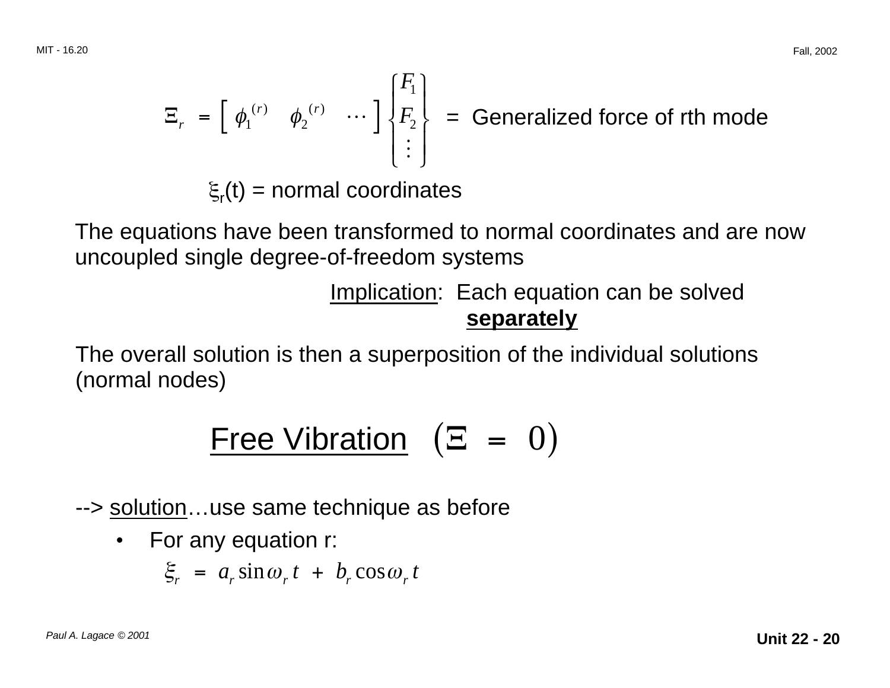$$\Xi_r = \begin{bmatrix} \phi_1^{(r)} & \phi_2^{(r)} & \cdots \end{bmatrix} \begin{Bmatrix} F_1 \\ F_2 \\ \vdots \end{Bmatrix} = \text{ Generalized force of rth mode}$$

$\xi_r(t)$ = normal coordinates

The equations have been transformed to normal coordinates and are now uncoupled single degree-of-freedom systems

<u>Implication</u>: Each equation can be solved **<u>separately</u>**

The overall solution is then a superposition of the individual solutions (normal nodes)

## <u>Free Vibration</u> $(\Xi = 0)$

--> <u>solution</u>…use same technique as before

- For any equation r:

$$\xi_r = a_r \sin \omega_r t + b_r \cos \omega_r t$$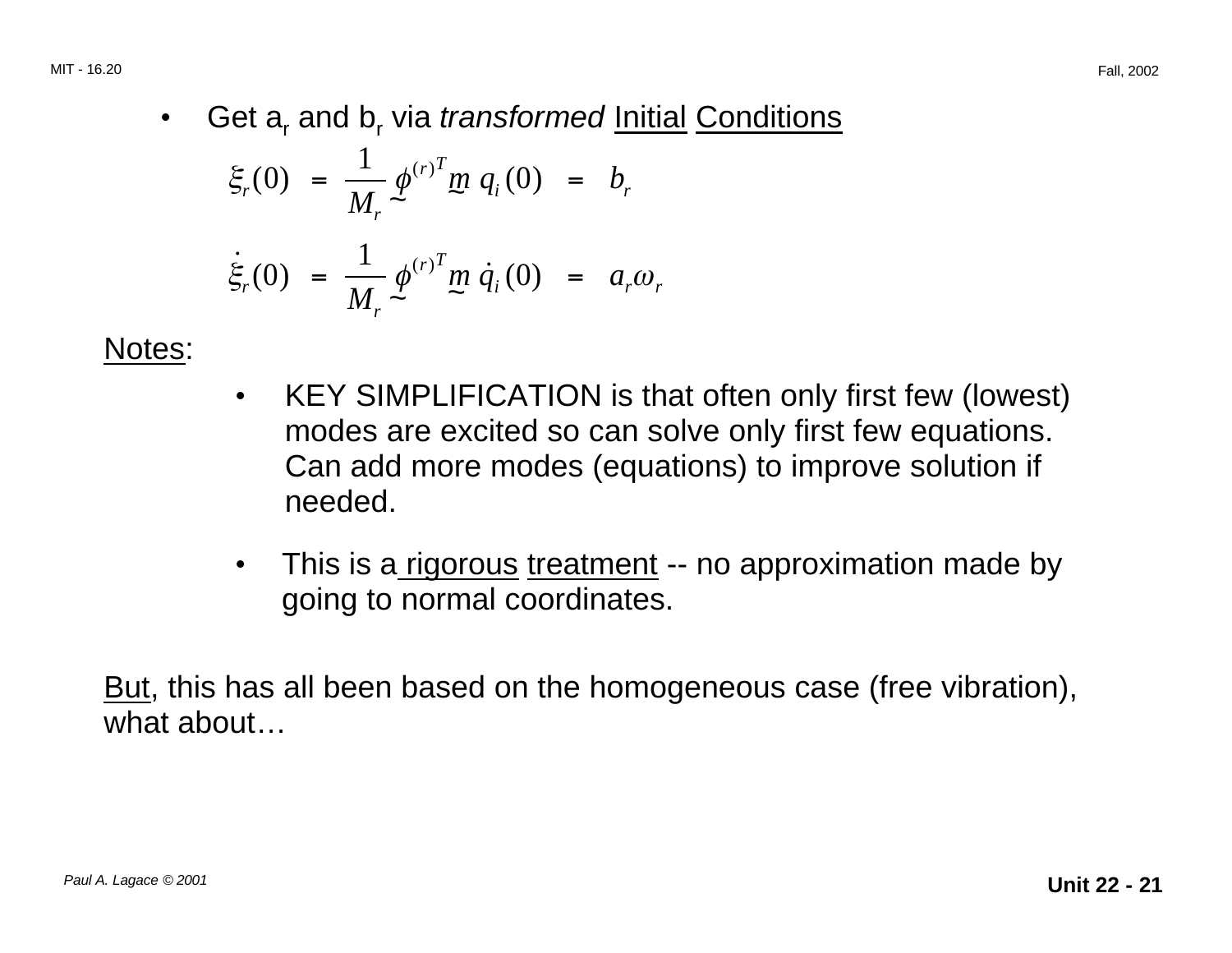- Get $a_r$ and $b_r$ via *transformed* Initial Conditions

$$\xi_r(0) = \frac{1}{M_r} \underset{\sim}{\phi}^{(r)T} \underset{\sim}{m} \, q_i(0) = b_r$$

$$\dot{\xi}_r(0) = \frac{1}{M_r} \underset{\sim}{\phi}^{(r)T} \underset{\sim}{m} \, \dot{q}_i(0) = a_r \omega_r$$

Notes:

- KEY SIMPLIFICATION is that often only first few (lowest) modes are excited so can solve only first few equations. Can add more modes (equations) to improve solution if needed.

- This is a rigorous treatment -- no approximation made by going to normal coordinates.

But, this has all been based on the homogeneous case (free vibration), what about…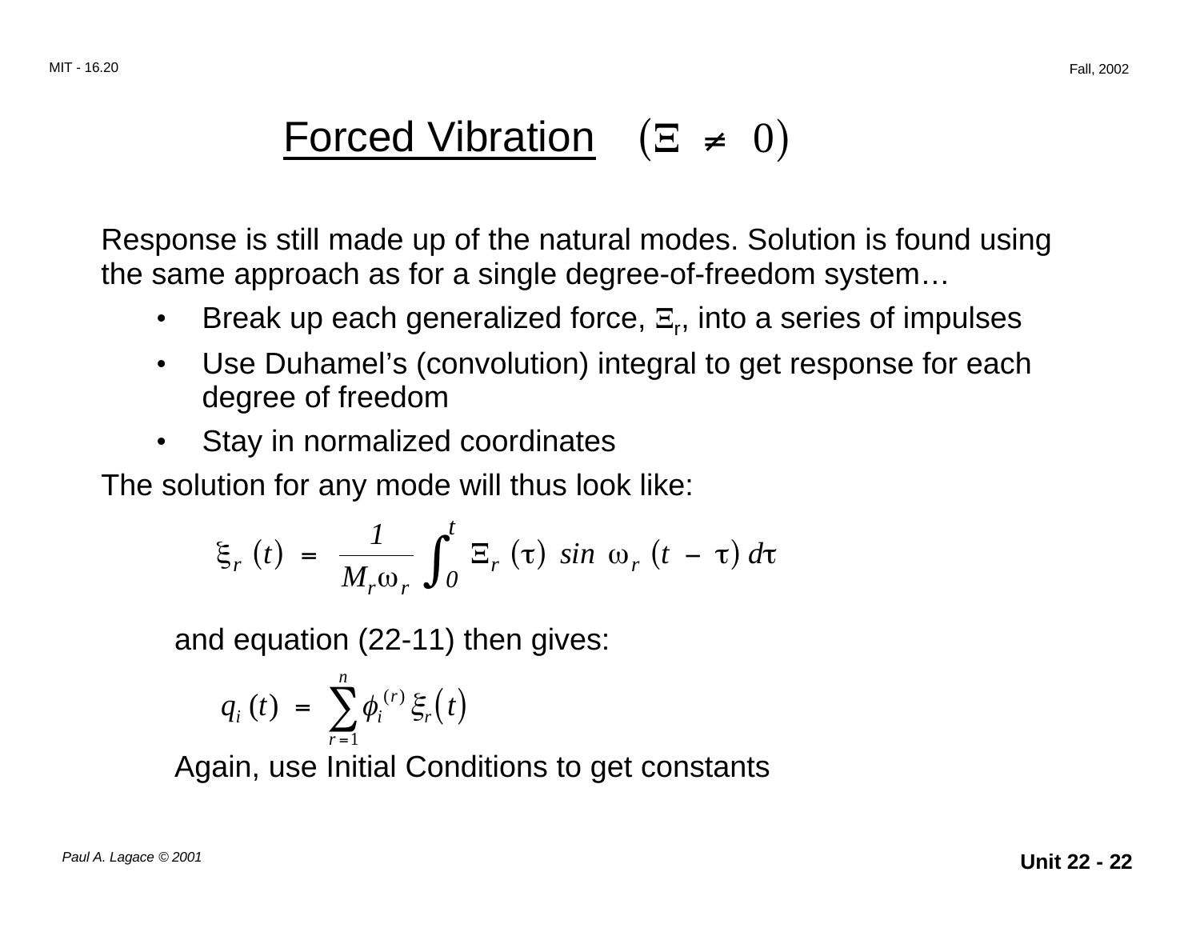# Forced Vibration $(\Xi \neq 0)$

Response is still made up of the natural modes. Solution is found using the same approach as for a single degree-of-freedom system…

- Break up each generalized force, $\Xi_r$, into a series of impulses
- Use Duhamel's (convolution) integral to get response for each degree of freedom
- Stay in normalized coordinates

The solution for any mode will thus look like:

$$\xi_r(t) = \frac{1}{M_r \omega_r} \int_0^t \Xi_r(\tau) \sin \omega_r (t - \tau) \, d\tau$$

and equation (22-11) then gives:

$$q_i(t) = \sum_{r=1}^{n} \phi_i^{(r)} \xi_r(t)$$

Again, use Initial Conditions to get constants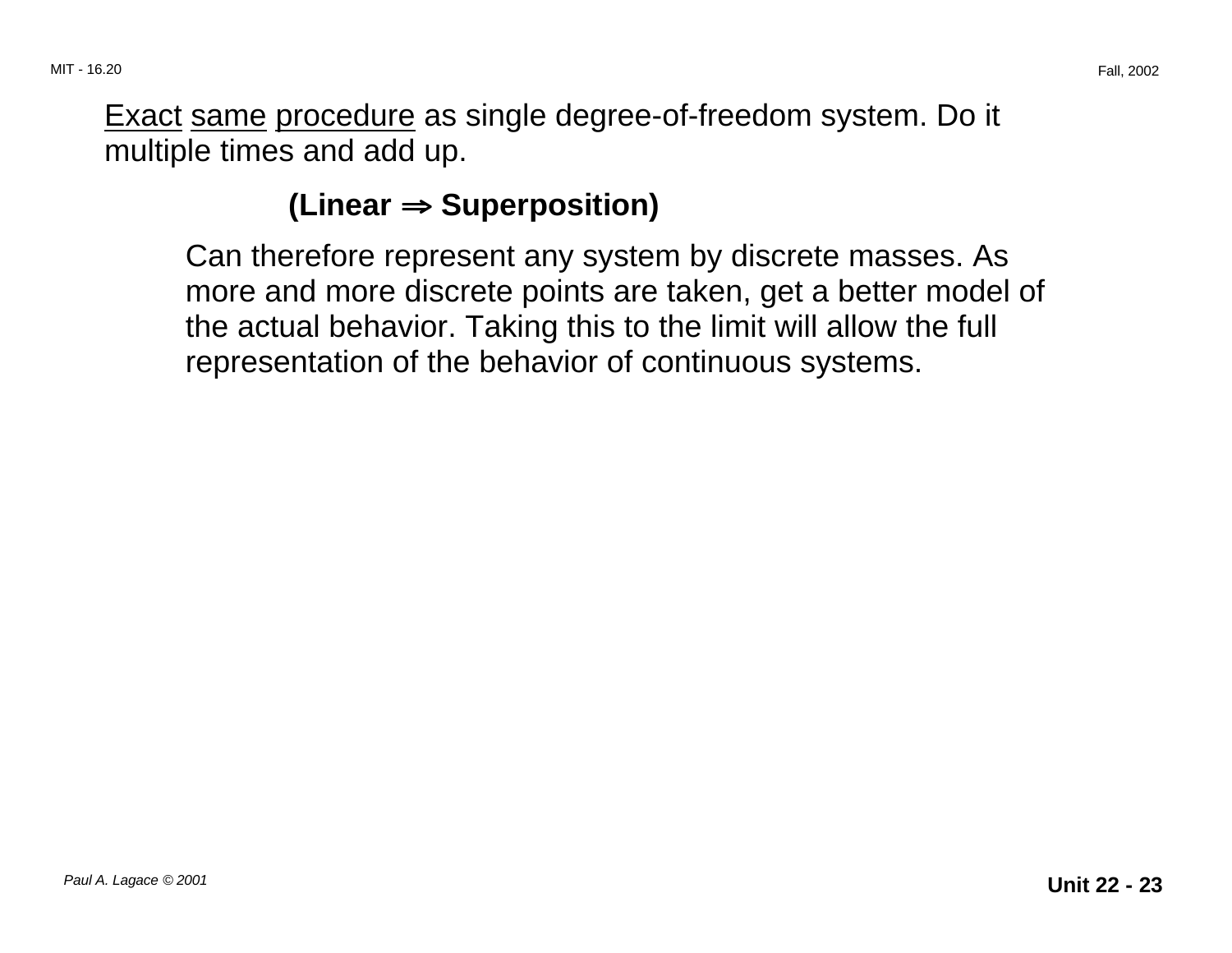<u>Exact</u> <u>same</u> <u>procedure</u> as single degree-of-freedom system. Do it multiple times and add up.

**(Linear ⇒ Superposition)**

Can therefore represent any system by discrete masses. As more and more discrete points are taken, get a better model of the actual behavior. Taking this to the limit will allow the full representation of the behavior of continuous systems.